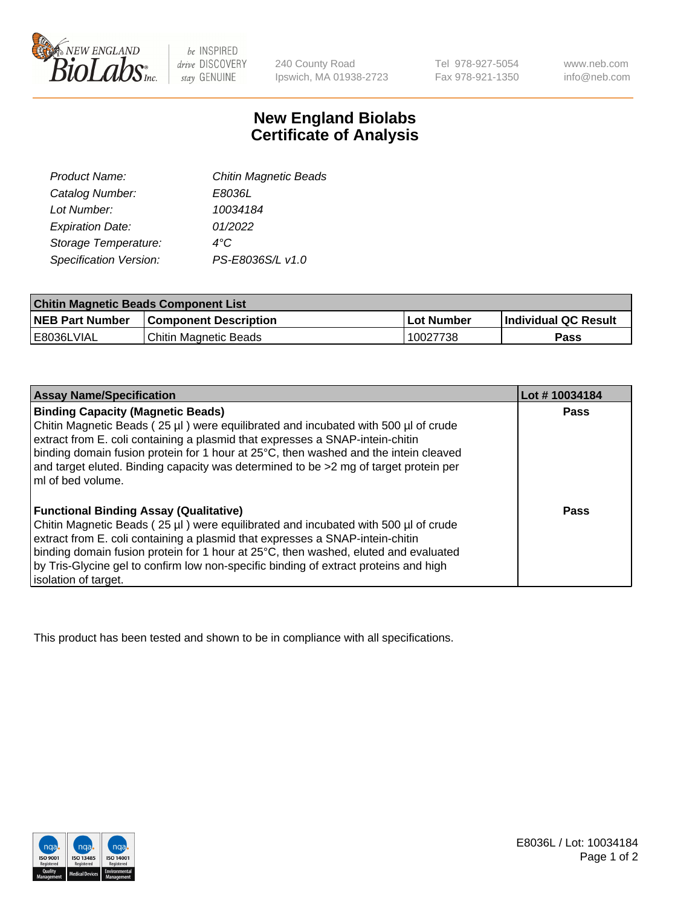# New England Biolabs
# Certificate of Analysis

| | |
|---|---|
| *Product Name:* | *Chitin Magnetic Beads* |
| *Catalog Number:* | *E8036L* |
| *Lot Number:* | *10034184* |
| *Expiration Date:* | *01/2022* |
| *Storage Temperature:* | *4°C* |
| *Specification Version:* | *PS-E8036S/L v1.0* |

| Chitin Magnetic Beads Component List | | | |
|---|---|---|---|
| **NEB Part Number** | **Component Description** | **Lot Number** | **Individual QC Result** |
| E8036LVIAL | Chitin Magnetic Beads | 10027738 | **Pass** |

| Assay Name/Specification | Lot # 10034184 |
|---|---|
| **Binding Capacity (Magnetic Beads)**<br>Chitin Magnetic Beads ( 25 µl ) were equilibrated and incubated with 500 µl of crude extract from E. coli containing a plasmid that expresses a SNAP-intein-chitin binding domain fusion protein for 1 hour at 25°C, then washed and the intein cleaved and target eluted. Binding capacity was determined to be >2 mg of target protein per ml of bed volume. | **Pass** |
| **Functional Binding Assay (Qualitative)**<br>Chitin Magnetic Beads ( 25 µl ) were equilibrated and incubated with 500 µl of crude extract from E. coli containing a plasmid that expresses a SNAP-intein-chitin binding domain fusion protein for 1 hour at 25°C, then washed, eluted and evaluated by Tris-Glycine gel to confirm low non-specific binding of extract proteins and high isolation of target. | **Pass** |

This product has been tested and shown to be in compliance with all specifications.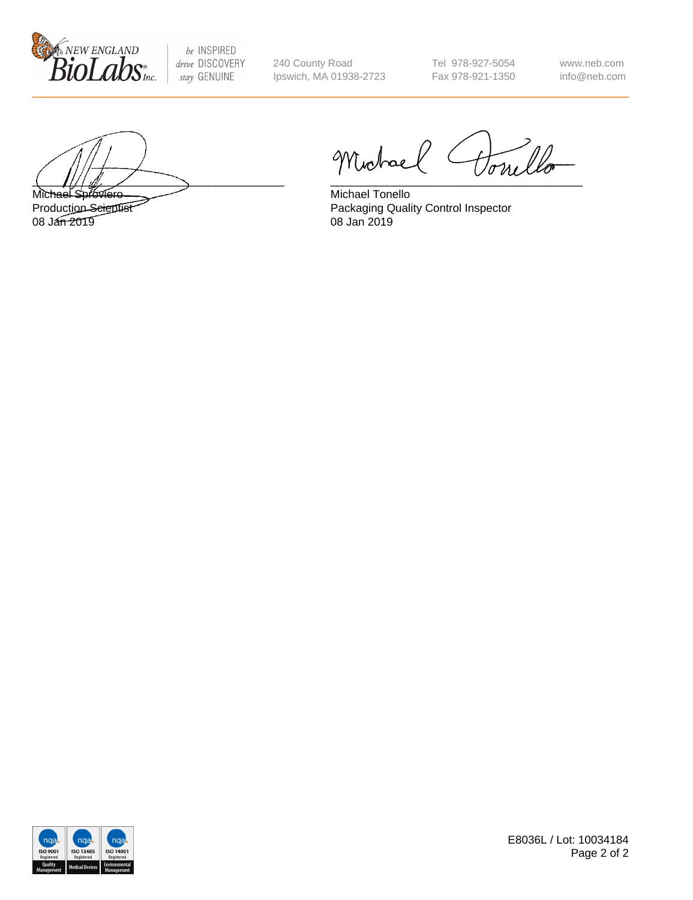Michael Sproviero
Production Scientist
08 Jan 2019

Michael Tonello
Packaging Quality Control Inspector
08 Jan 2019

E8036L / Lot: 10034184